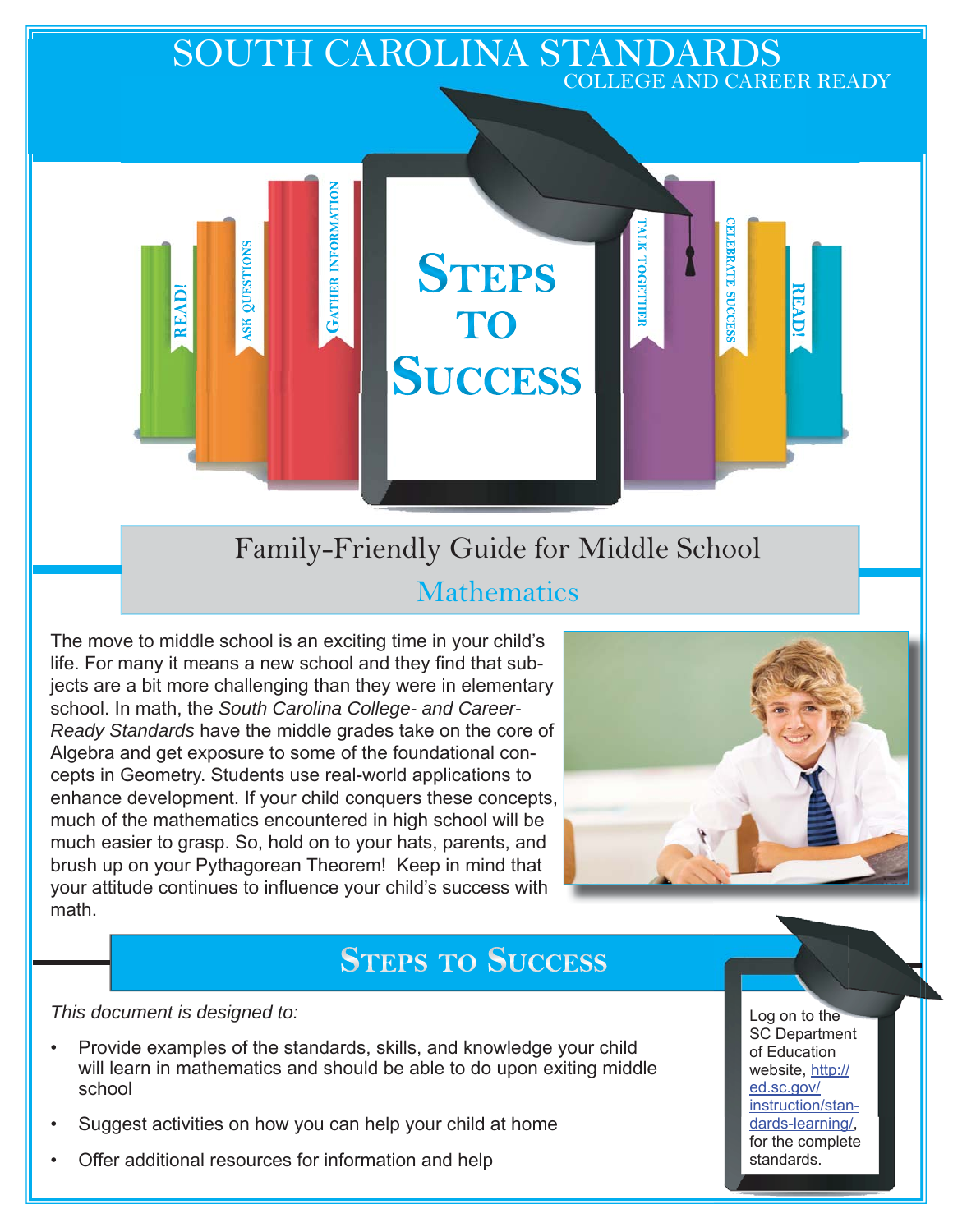# SOUTH CAROLINA STANDARDS

COLLEGE AND CAREER READY

READ! ASK QUESTIONS GATHER INFORMATION

# STEPS TO SUCCESS

TALK TOGETHER CELEBRATE SUCCESS READ!

## Family-Friendly Guide for Middle School

### Mathematics

The move to middle school is an exciting time in your child's life. For many it means a new school and they find that subjects are a bit more challenging than they were in elementary school. In math, the *South Carolina College- and Career-Ready Standards* have the middle grades take on the core of Algebra and get exposure to some of the foundational concepts in Geometry. Students use real-world applications to enhance development. If your child conquers these concepts, much of the mathematics encountered in high school will be much easier to grasp. So, hold on to your hats, parents, and brush up on your Pythagorean Theorem! Keep in mind that your attitude continues to influence your child's success with math.

## STEPS TO SUCCESS

*This document is designed to:*

- Provide examples of the standards, skills, and knowledge your child will learn in mathematics and should be able to do upon exiting middle school
- Suggest activities on how you can help your child at home
- Offer additional resources for information and help

Log on to the SC Department of Education website, http://ed.sc.gov/instruction/standards-learning/, for the complete standards.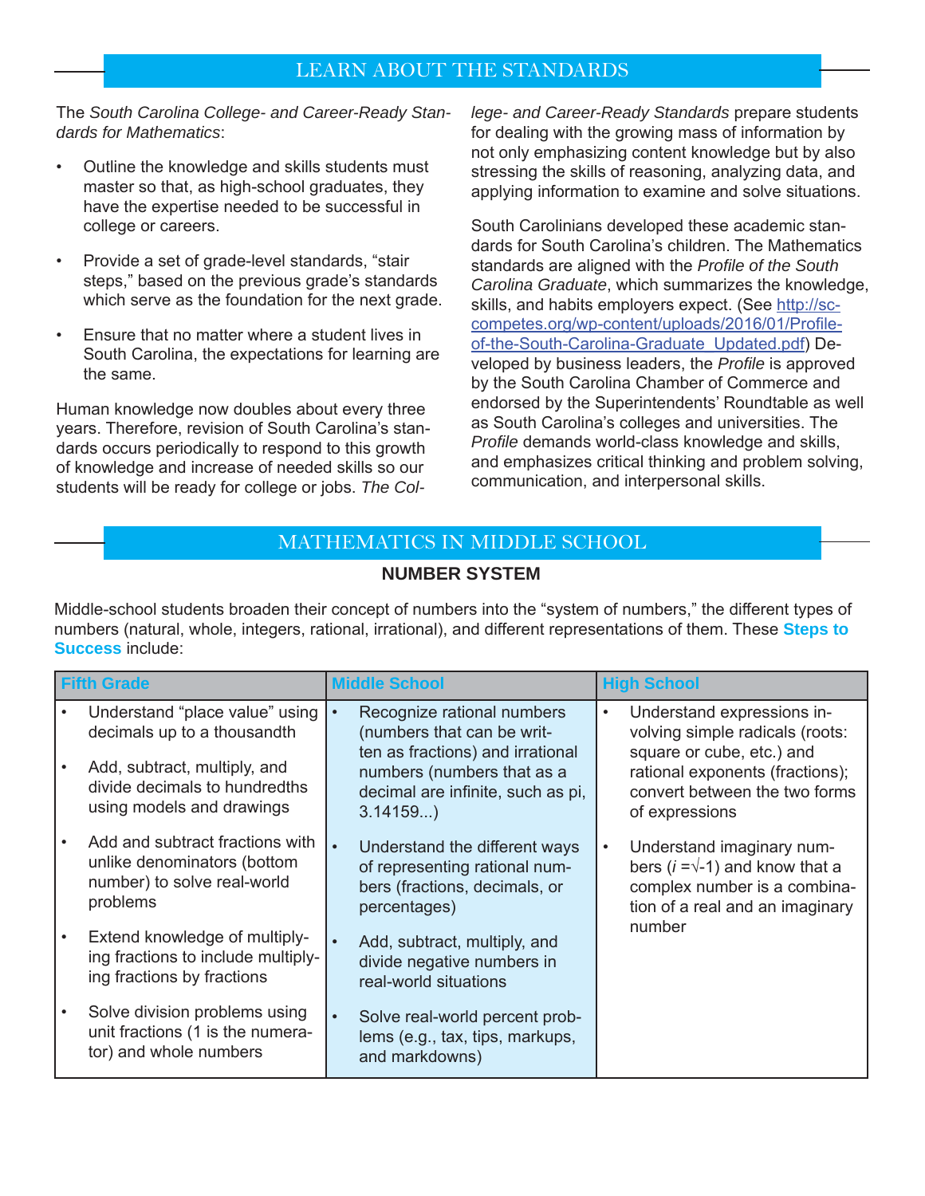## LEARN ABOUT THE STANDARDS

The *South Carolina College- and Career-Ready Standards for Mathematics*:

- Outline the knowledge and skills students must master so that, as high-school graduates, they have the expertise needed to be successful in college or careers.
- Provide a set of grade-level standards, "stair steps," based on the previous grade's standards which serve as the foundation for the next grade.
- Ensure that no matter where a student lives in South Carolina, the expectations for learning are the same.

Human knowledge now doubles about every three years. Therefore, revision of South Carolina's standards occurs periodically to respond to this growth of knowledge and increase of needed skills so our students will be ready for college or jobs. *The College- and Career-Ready Standards* prepare students for dealing with the growing mass of information by not only emphasizing content knowledge but by also stressing the skills of reasoning, analyzing data, and applying information to examine and solve situations.

South Carolinians developed these academic standards for South Carolina's children. The Mathematics standards are aligned with the *Profile of the South Carolina Graduate*, which summarizes the knowledge, skills, and habits employers expect. (See http://sccompetes.org/wp-content/uploads/2016/01/Profile-of-the-South-Carolina-Graduate_Updated.pdf) Developed by business leaders, the *Profile* is approved by the South Carolina Chamber of Commerce and endorsed by the Superintendents' Roundtable as well as South Carolina's colleges and universities. The *Profile* demands world-class knowledge and skills, and emphasizes critical thinking and problem solving, communication, and interpersonal skills.

## MATHEMATICS IN MIDDLE SCHOOL

### NUMBER SYSTEM

Middle-school students broaden their concept of numbers into the "system of numbers," the different types of numbers (natural, whole, integers, rational, irrational), and different representations of them. These **Steps to Success** include:

| Fifth Grade | Middle School | High School |
|---|---|---|
| • Understand "place value" using decimals up to a thousandth<br>• Add, subtract, multiply, and divide decimals to hundredths using models and drawings<br>• Add and subtract fractions with unlike denominators (bottom number) to solve real-world problems<br>• Extend knowledge of multiplying fractions to include multiplying fractions by fractions<br>• Solve division problems using unit fractions (1 is the numerator) and whole numbers | • Recognize rational numbers (numbers that can be written as fractions) and irrational numbers (numbers that as a decimal are infinite, such as pi, 3.14159...)<br>• Understand the different ways of representing rational numbers (fractions, decimals, or percentages)<br>• Add, subtract, multiply, and divide negative numbers in real-world situations<br>• Solve real-world percent problems (e.g., tax, tips, markups, and markdowns) | • Understand expressions involving simple radicals (roots: square or cube, etc.) and rational exponents (fractions); convert between the two forms of expressions<br>• Understand imaginary numbers ($i = \sqrt{-1}$) and know that a complex number is a combination of a real and an imaginary number |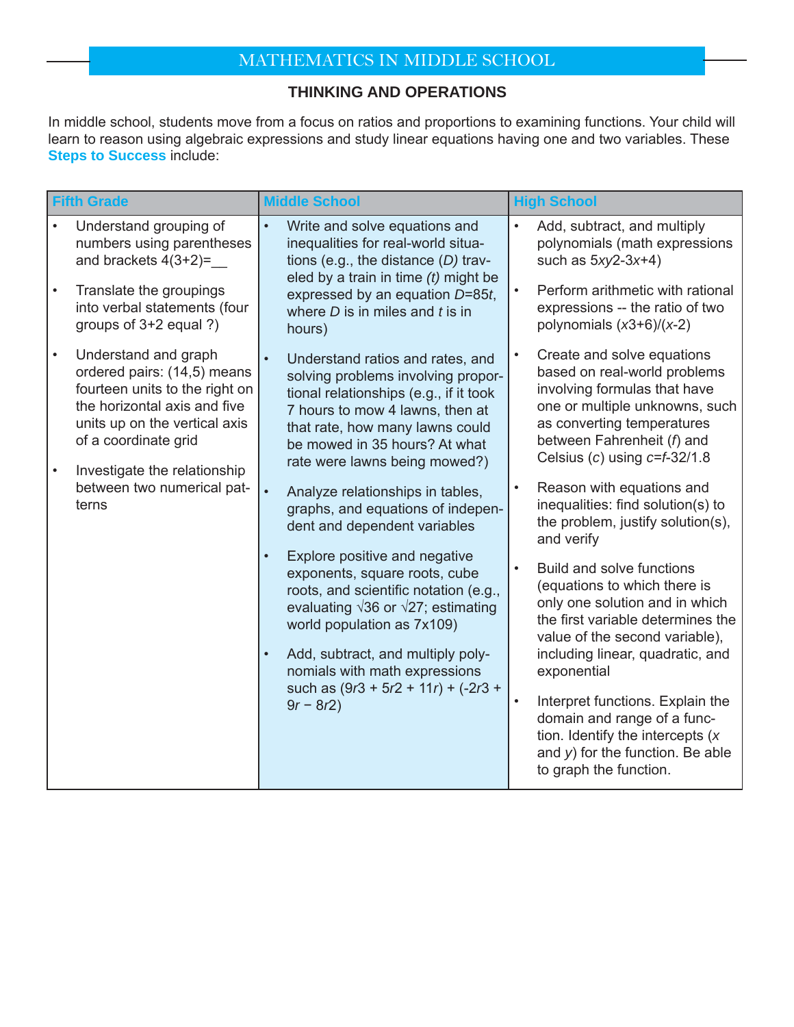## MATHEMATICS IN MIDDLE SCHOOL

### THINKING AND OPERATIONS

In middle school, students move from a focus on ratios and proportions to examining functions. Your child will learn to reason using algebraic expressions and study linear equations having one and two variables. These **Steps to Success** include:

| Fifth Grade | Middle School | High School |
|---|---|---|
| • Understand grouping of numbers using parentheses and brackets 4(3+2)=__<br>• Translate the groupings into verbal statements (four groups of 3+2 equal ?)<br>• Understand and graph ordered pairs: (14,5) means fourteen units to the right on the horizontal axis and five units up on the vertical axis of a coordinate grid<br>• Investigate the relationship between two numerical patterns | • Write and solve equations and inequalities for real-world situations (e.g., the distance (*D*) traveled by a train in time *(t)* might be expressed by an equation $D=85t$, where *D* is in miles and *t* is in hours)<br>• Understand ratios and rates, and solving problems involving proportional relationships (e.g., if it took 7 hours to mow 4 lawns, then at that rate, how many lawns could be mowed in 35 hours? At what rate were lawns being mowed?)<br>• Analyze relationships in tables, graphs, and equations of independent and dependent variables<br>• Explore positive and negative exponents, square roots, cube roots, and scientific notation (e.g., evaluating $\sqrt{36}$ or $\sqrt{27}$; estimating world population as $7\times10^9$)<br>• Add, subtract, and multiply polynomials with math expressions such as $(9r^3 + 5r^2 + 11r) + (-2r^3 + 9r - 8r^2)$ | • Add, subtract, and multiply polynomials (math expressions such as $5xy^2-3x+4$)<br>• Perform arithmetic with rational expressions -- the ratio of two polynomials $(x^3+6)/(x-2)$<br>• Create and solve equations based on real-world problems involving formulas that have one or multiple unknowns, such as converting temperatures between Fahrenheit (*f*) and Celsius (*c*) using $c=f-32/1.8$<br>• Reason with equations and inequalities: find solution(s) to the problem, justify solution(s), and verify<br>• Build and solve functions (equations to which there is only one solution and in which the first variable determines the value of the second variable), including linear, quadratic, and exponential<br>• Interpret functions. Explain the domain and range of a function. Identify the intercepts (*x* and *y*) for the function. Be able to graph the function. |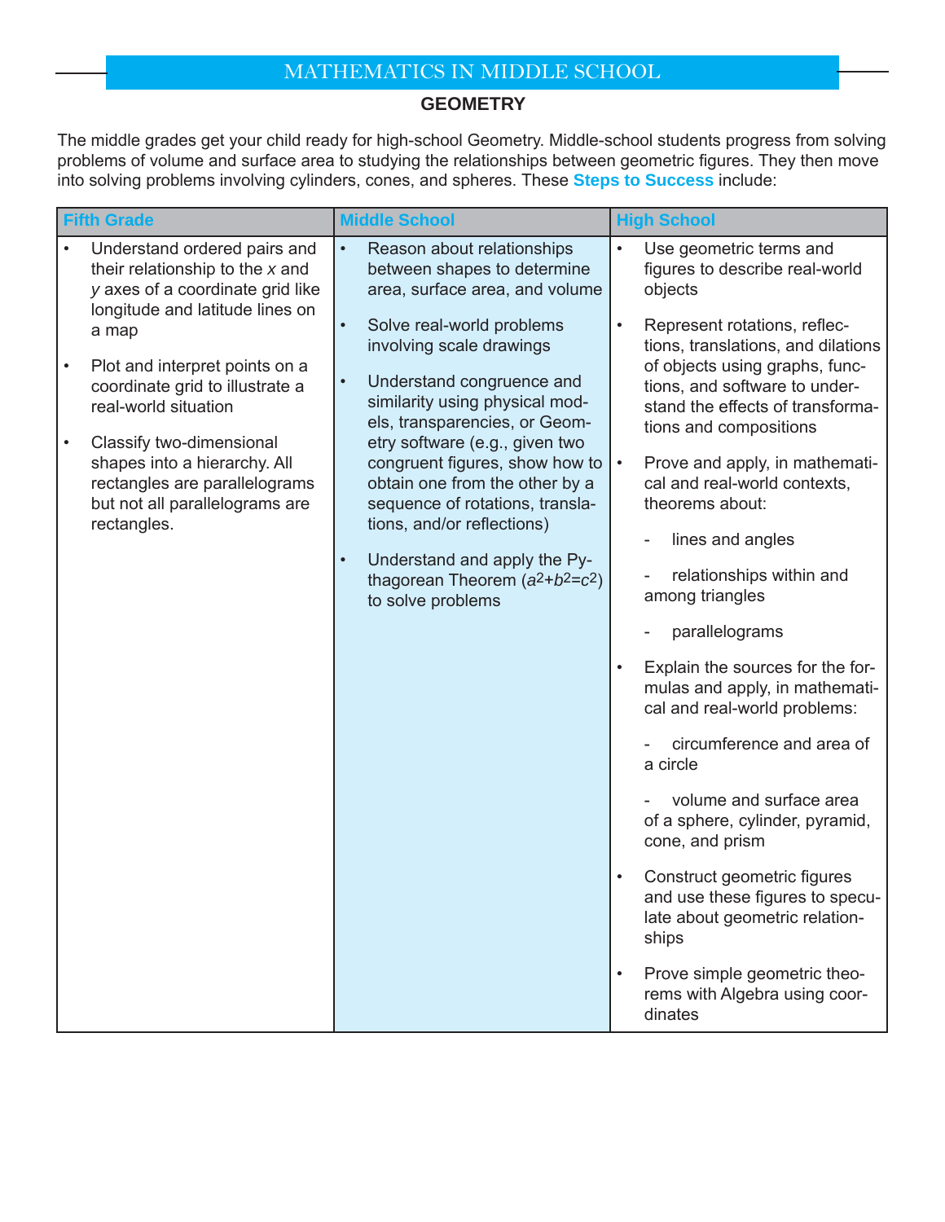# MATHEMATICS IN MIDDLE SCHOOL

## GEOMETRY

The middle grades get your child ready for high-school Geometry. Middle-school students progress from solving problems of volume and surface area to studying the relationships between geometric figures. They then move into solving problems involving cylinders, cones, and spheres. These **Steps to Success** include:

| Fifth Grade | Middle School | High School |
|---|---|---|
| • Understand ordered pairs and their relationship to the *x* and *y* axes of a coordinate grid like longitude and latitude lines on a map<br>• Plot and interpret points on a coordinate grid to illustrate a real-world situation<br>• Classify two-dimensional shapes into a hierarchy. All rectangles are parallelograms but not all parallelograms are rectangles. | • Reason about relationships between shapes to determine area, surface area, and volume<br>• Solve real-world problems involving scale drawings<br>• Understand congruence and similarity using physical models, transparencies, or Geometry software (e.g., given two congruent figures, show how to obtain one from the other by a sequence of rotations, translations, and/or reflections)<br>• Understand and apply the Pythagorean Theorem ($a^2+b^2=c^2$) to solve problems | • Use geometric terms and figures to describe real-world objects<br>• Represent rotations, reflections, translations, and dilations of objects using graphs, functions, and software to understand the effects of transformations and compositions<br>• Prove and apply, in mathematical and real-world contexts, theorems about:<br>- lines and angles<br>- relationships within and among triangles<br>- parallelograms<br>• Explain the sources for the formulas and apply, in mathematical and real-world problems:<br>- circumference and area of a circle<br>- volume and surface area of a sphere, cylinder, pyramid, cone, and prism<br>• Construct geometric figures and use these figures to speculate about geometric relationships<br>• Prove simple geometric theorems with Algebra using coordinates |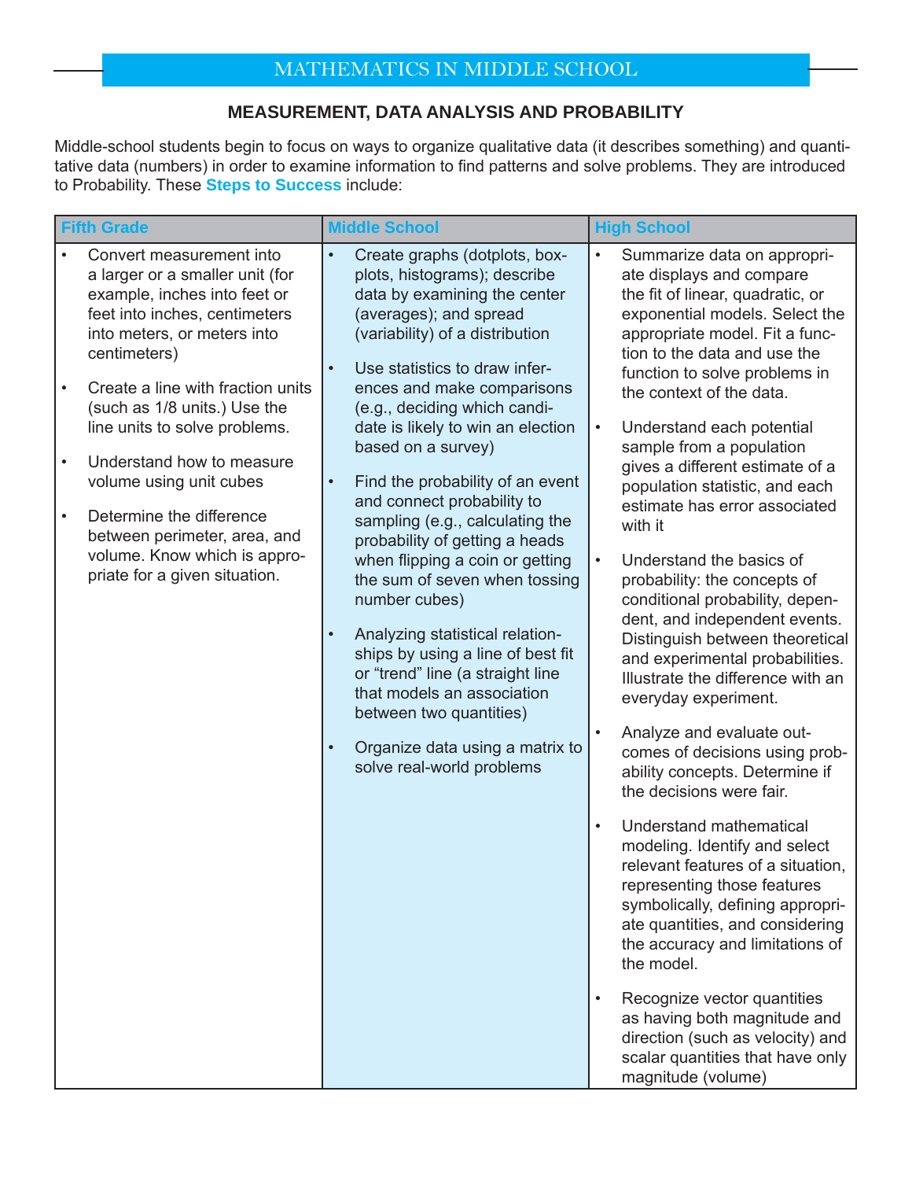## MEASUREMENT, DATA ANALYSIS AND PROBABILITY

Middle-school students begin to focus on ways to organize qualitative data (it describes something) and quantitative data (numbers) in order to examine information to find patterns and solve problems. They are introduced to Probability. These **Steps to Success** include:

| Fifth Grade | Middle School | High School |
|---|---|---|
| • Convert measurement into a larger or a smaller unit (for example, inches into feet or feet into inches, centimeters into meters, or meters into centimeters)<br>• Create a line with fraction units (such as 1/8 units.) Use the line units to solve problems.<br>• Understand how to measure volume using unit cubes<br>• Determine the difference between perimeter, area, and volume. Know which is appropriate for a given situation. | • Create graphs (dotplots, boxplots, histograms); describe data by examining the center (averages); and spread (variability) of a distribution<br>• Use statistics to draw inferences and make comparisons (e.g., deciding which candidate is likely to win an election based on a survey)<br>• Find the probability of an event and connect probability to sampling (e.g., calculating the probability of getting a heads when flipping a coin or getting the sum of seven when tossing number cubes)<br>• Analyzing statistical relationships by using a line of best fit or "trend" line (a straight line that models an association between two quantities)<br>• Organize data using a matrix to solve real-world problems | • Summarize data on appropriate displays and compare the fit of linear, quadratic, or exponential models. Select the appropriate model. Fit a function to the data and use the function to solve problems in the context of the data.<br>• Understand each potential sample from a population gives a different estimate of a population statistic, and each estimate has error associated with it<br>• Understand the basics of probability: the concepts of conditional probability, dependent, and independent events. Distinguish between theoretical and experimental probabilities. Illustrate the difference with an everyday experiment.<br>• Analyze and evaluate outcomes of decisions using probability concepts. Determine if the decisions were fair.<br>• Understand mathematical modeling. Identify and select relevant features of a situation, representing those features symbolically, defining appropriate quantities, and considering the accuracy and limitations of the model.<br>• Recognize vector quantities as having both magnitude and direction (such as velocity) and scalar quantities that have only magnitude (volume) |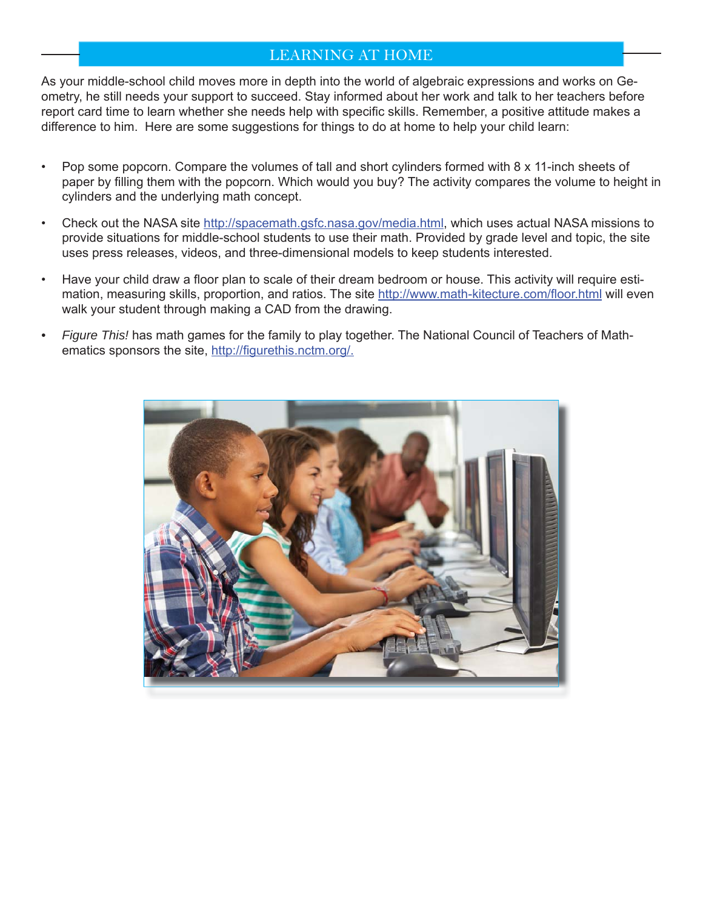## LEARNING AT HOME

As your middle-school child moves more in depth into the world of algebraic expressions and works on Geometry, he still needs your support to succeed. Stay informed about her work and talk to her teachers before report card time to learn whether she needs help with specific skills. Remember, a positive attitude makes a difference to him. Here are some suggestions for things to do at home to help your child learn:

- Pop some popcorn. Compare the volumes of tall and short cylinders formed with 8 x 11-inch sheets of paper by filling them with the popcorn. Which would you buy? The activity compares the volume to height in cylinders and the underlying math concept.
- Check out the NASA site http://spacemath.gsfc.nasa.gov/media.html, which uses actual NASA missions to provide situations for middle-school students to use their math. Provided by grade level and topic, the site uses press releases, videos, and three-dimensional models to keep students interested.
- Have your child draw a floor plan to scale of their dream bedroom or house. This activity will require estimation, measuring skills, proportion, and ratios. The site http://www.math-kitecture.com/floor.html will even walk your student through making a CAD from the drawing.
- *Figure This!* has math games for the family to play together. The National Council of Teachers of Mathematics sponsors the site, http://figurethis.nctm.org/.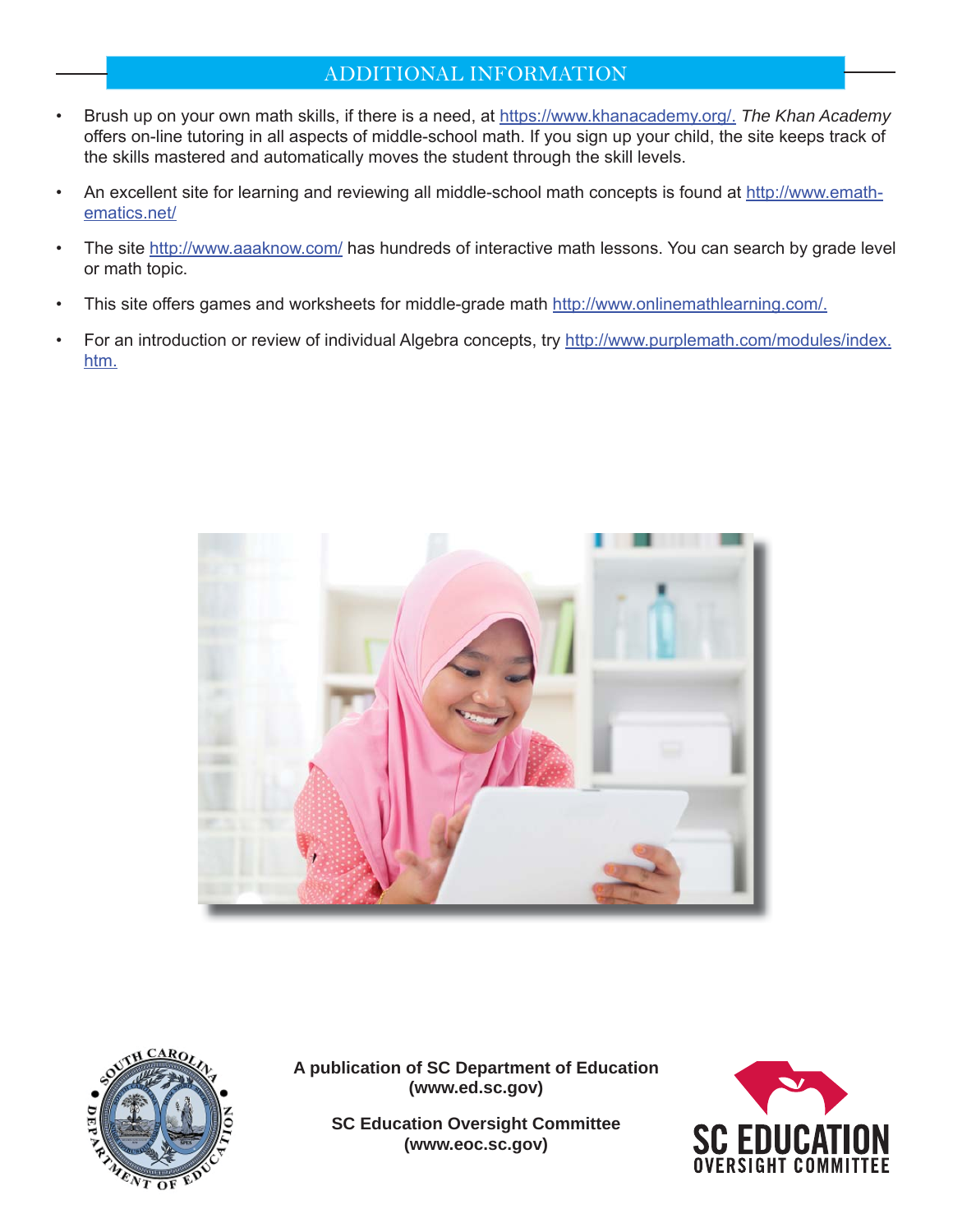## ADDITIONAL INFORMATION

- Brush up on your own math skills, if there is a need, at https://www.khanacademy.org/. *The Khan Academy* offers on-line tutoring in all aspects of middle-school math. If you sign up your child, the site keeps track of the skills mastered and automatically moves the student through the skill levels.
- An excellent site for learning and reviewing all middle-school math concepts is found at http://www.emathematics.net/
- The site http://www.aaaknow.com/ has hundreds of interactive math lessons. You can search by grade level or math topic.
- This site offers games and worksheets for middle-grade math http://www.onlinemathlearning.com/.
- For an introduction or review of individual Algebra concepts, try http://www.purplemath.com/modules/index.htm.

**A publication of SC Department of Education**
**(www.ed.sc.gov)**

**SC Education Oversight Committee**
**(www.eoc.sc.gov)**